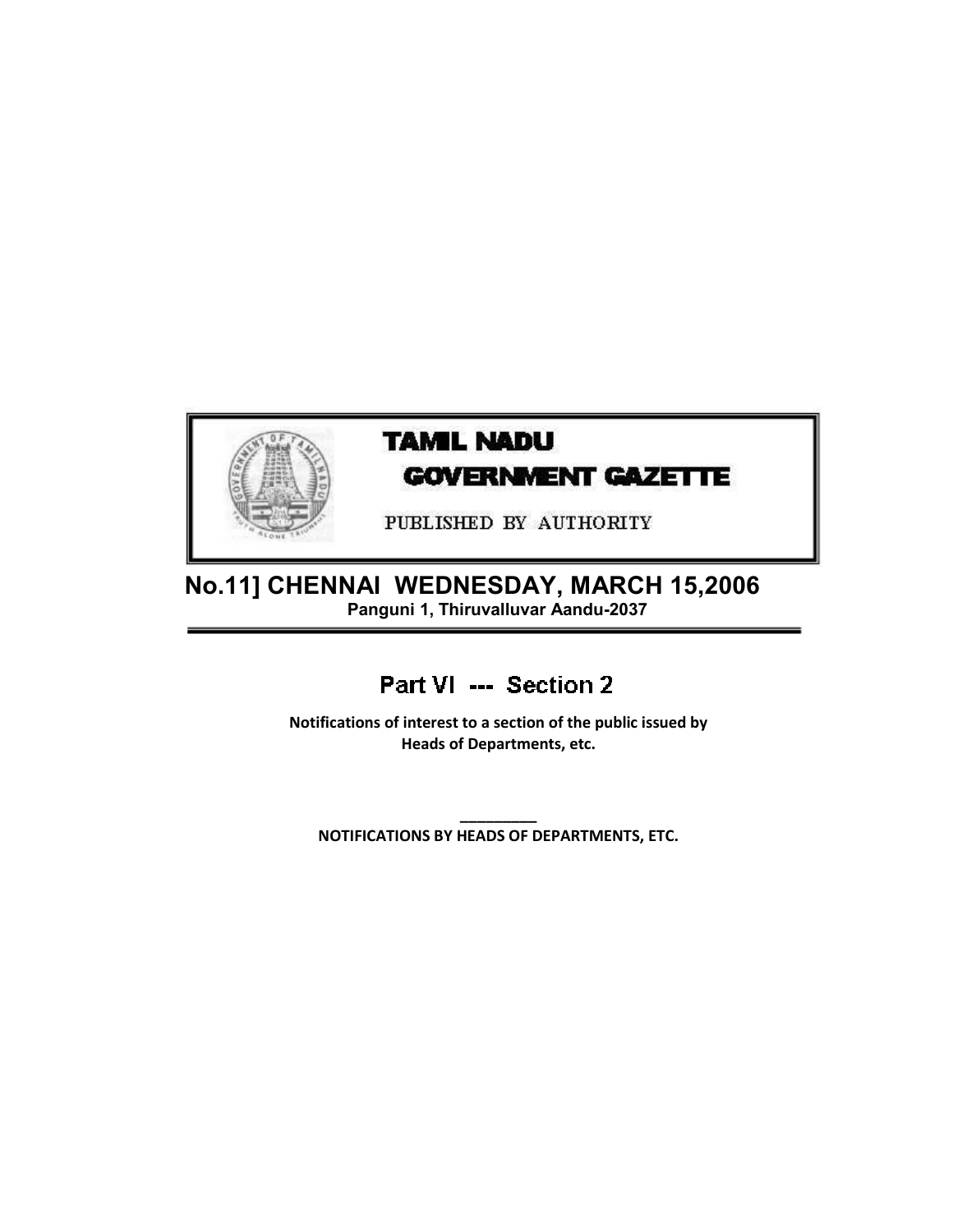# TAMIL NADU GOVERNMENT GAZETTE

PUBLISHED BY AUTHORITY

## No.11] CHENNAI WEDNESDAY, MARCH 15,2006

**Panguni 1, Thiruvalluvar Aandu-2037**

## Part VI --- Section 2

**Notifications of interest to a section of the public issued by Heads of Departments, etc.**

---

**NOTIFICATIONS BY HEADS OF DEPARTMENTS, ETC.**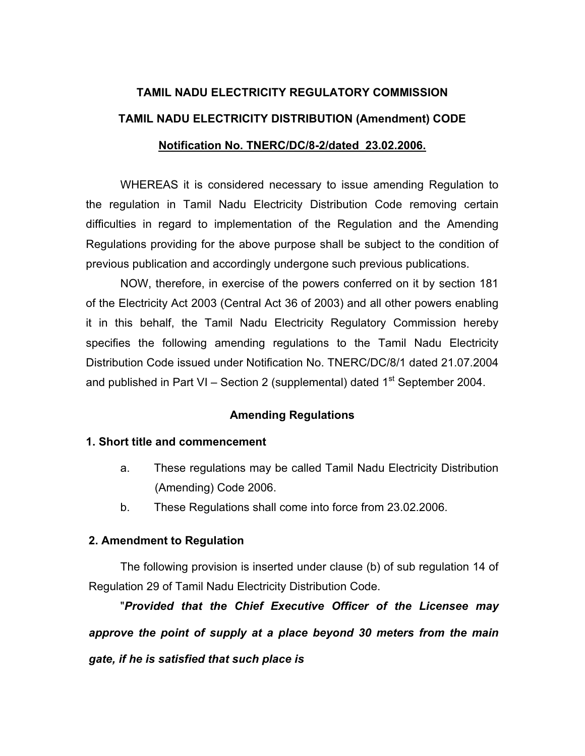**TAMIL NADU ELECTRICITY REGULATORY COMMISSION**

**TAMIL NADU ELECTRICITY DISTRIBUTION (Amendment) CODE**

**Notification No. TNERC/DC/8-2/dated 23.02.2006.**

WHEREAS it is considered necessary to issue amending Regulation to the regulation in Tamil Nadu Electricity Distribution Code removing certain difficulties in regard to implementation of the Regulation and the Amending Regulations providing for the above purpose shall be subject to the condition of previous publication and accordingly undergone such previous publications.

NOW, therefore, in exercise of the powers conferred on it by section 181 of the Electricity Act 2003 (Central Act 36 of 2003) and all other powers enabling it in this behalf, the Tamil Nadu Electricity Regulatory Commission hereby specifies the following amending regulations to the Tamil Nadu Electricity Distribution Code issued under Notification No. TNERC/DC/8/1 dated 21.07.2004 and published in Part VI – Section 2 (supplemental) dated 1st September 2004.

**Amending Regulations**

**1. Short title and commencement**

a. These regulations may be called Tamil Nadu Electricity Distribution (Amending) Code 2006.

b. These Regulations shall come into force from 23.02.2006.

**2. Amendment to Regulation**

The following provision is inserted under clause (b) of sub regulation 14 of Regulation 29 of Tamil Nadu Electricity Distribution Code.

"***Provided that the Chief Executive Officer of the Licensee may approve the point of supply at a place beyond 30 meters from the main gate, if he is satisfied that such place is***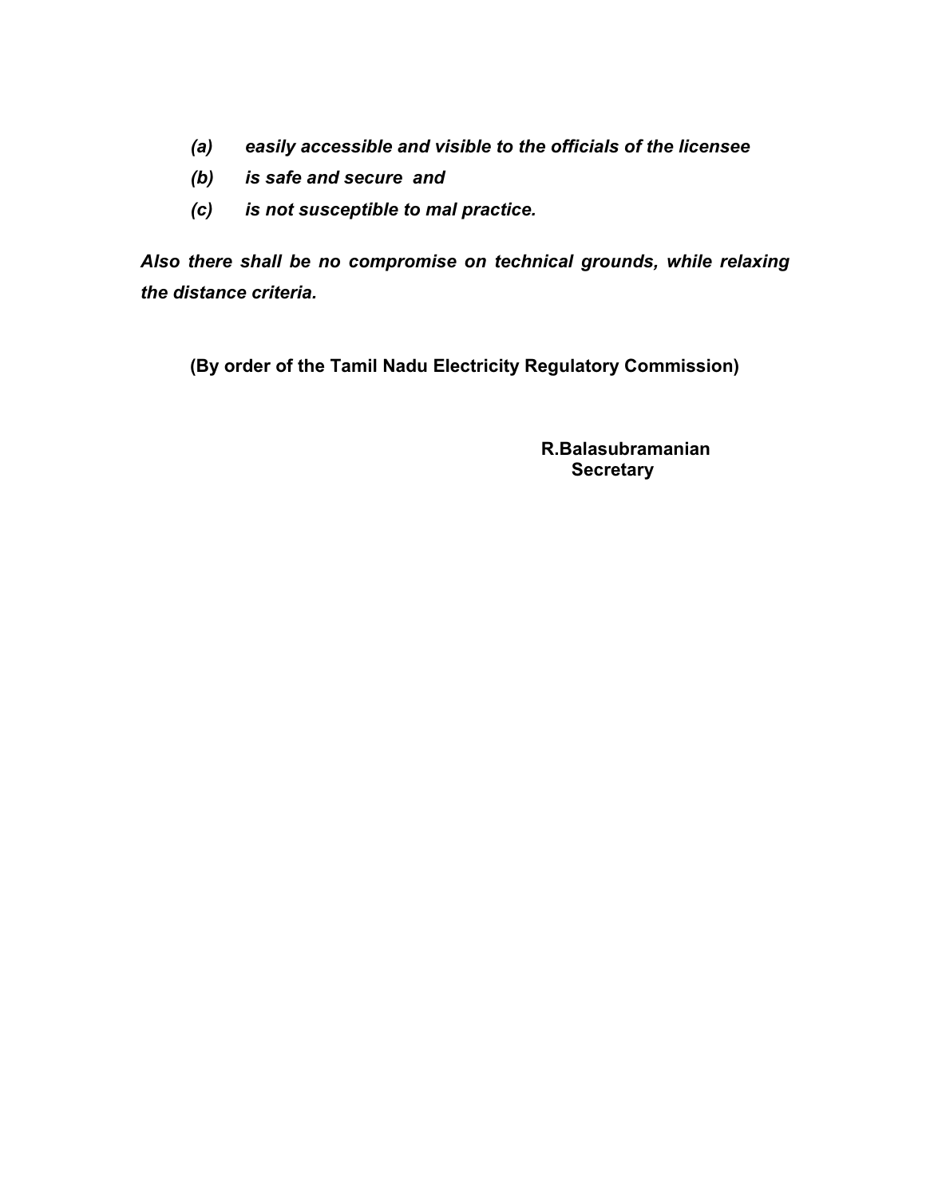*(a) easily accessible and visible to the officials of the licensee*

*(b) is safe and secure and*

*(c) is not susceptible to mal practice.*

***Also there shall be no compromise on technical grounds, while relaxing the distance criteria.***

**(By order of the Tamil Nadu Electricity Regulatory Commission)**

**R.Balasubramanian**
**Secretary**